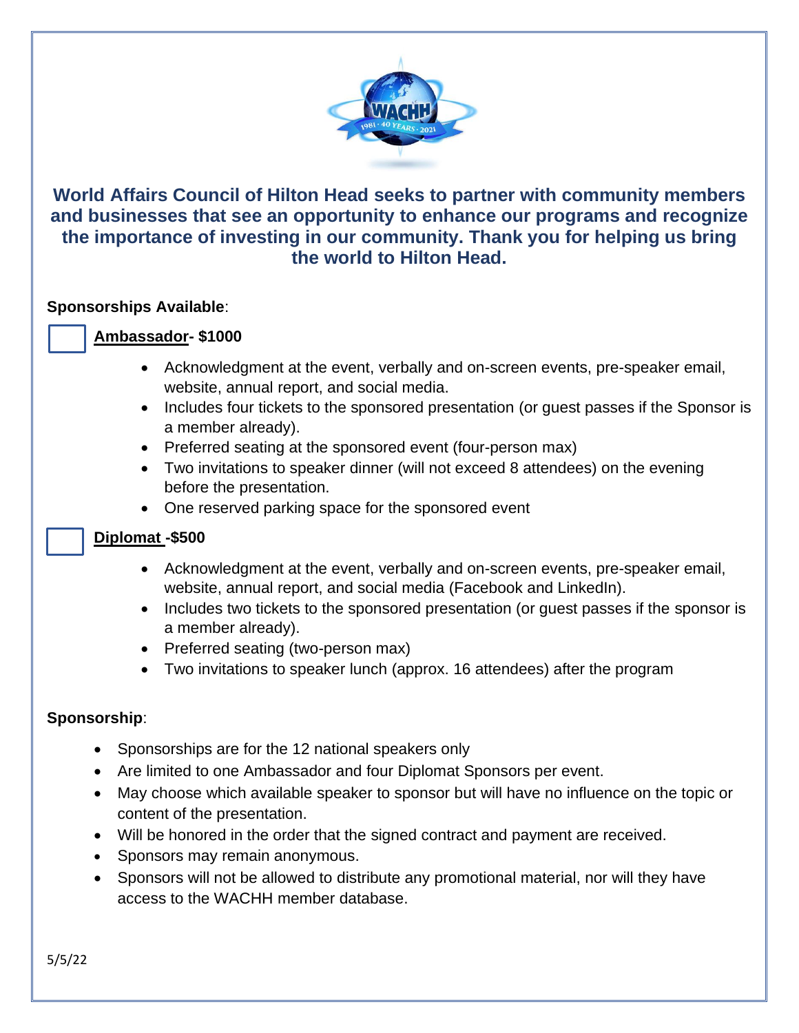**World Affairs Council of Hilton Head seeks to partner with community members and businesses that see an opportunity to enhance our programs and recognize the importance of investing in our community. Thank you for helping us bring the world to Hilton Head.**

**Sponsorships Available**:

☐ **Ambassador- $1000**

- Acknowledgment at the event, verbally and on-screen events, pre-speaker email, website, annual report, and social media.
- Includes four tickets to the sponsored presentation (or guest passes if the Sponsor is a member already).
- Preferred seating at the sponsored event (four-person max)
- Two invitations to speaker dinner (will not exceed 8 attendees) on the evening before the presentation.
- One reserved parking space for the sponsored event

☐ **Diplomat -$500**

- Acknowledgment at the event, verbally and on-screen events, pre-speaker email, website, annual report, and social media (Facebook and LinkedIn).
- Includes two tickets to the sponsored presentation (or guest passes if the sponsor is a member already).
- Preferred seating (two-person max)
- Two invitations to speaker lunch (approx. 16 attendees) after the program

**Sponsorship**:

- Sponsorships are for the 12 national speakers only
- Are limited to one Ambassador and four Diplomat Sponsors per event.
- May choose which available speaker to sponsor but will have no influence on the topic or content of the presentation.
- Will be honored in the order that the signed contract and payment are received.
- Sponsors may remain anonymous.
- Sponsors will not be allowed to distribute any promotional material, nor will they have access to the WACHH member database.

5/5/22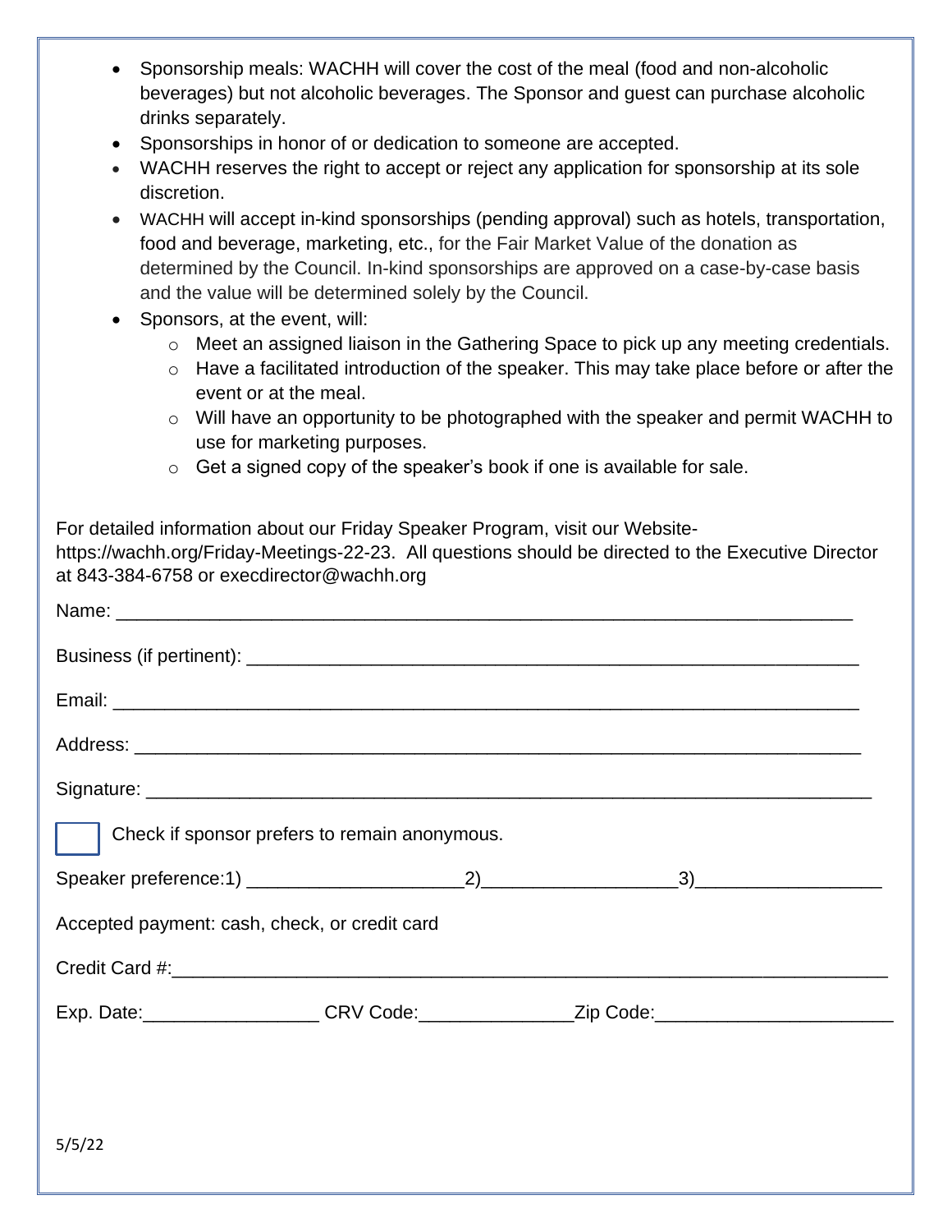- Sponsorship meals: WACHH will cover the cost of the meal (food and non-alcoholic beverages) but not alcoholic beverages. The Sponsor and guest can purchase alcoholic drinks separately.
- Sponsorships in honor of or dedication to someone are accepted.
- WACHH reserves the right to accept or reject any application for sponsorship at its sole discretion.
- WACHH will accept in-kind sponsorships (pending approval) such as hotels, transportation, food and beverage, marketing, etc., for the Fair Market Value of the donation as determined by the Council. In-kind sponsorships are approved on a case-by-case basis and the value will be determined solely by the Council.
- Sponsors, at the event, will:
  - Meet an assigned liaison in the Gathering Space to pick up any meeting credentials.
  - Have a facilitated introduction of the speaker. This may take place before or after the event or at the meal.
  - Will have an opportunity to be photographed with the speaker and permit WACHH to use for marketing purposes.
  - Get a signed copy of the speaker's book if one is available for sale.

For detailed information about our Friday Speaker Program, visit our Website-https://wachh.org/Friday-Meetings-22-23. All questions should be directed to the Executive Director at 843-384-6758 or execdirector@wachh.org

Name: ______________________________________________________________________

Business (if pertinent): ______________________________________________________

Email: ______________________________________________________________________

Address: ____________________________________________________________________

Signature: __________________________________________________________________

☐ Check if sponsor prefers to remain anonymous.

Speaker preference:1) ____________________2)__________________3)_________________

Accepted payment: cash, check, or credit card

Credit Card #:_______________________________________________________________

Exp. Date:________________ CRV Code:______________Zip Code:_____________________

5/5/22